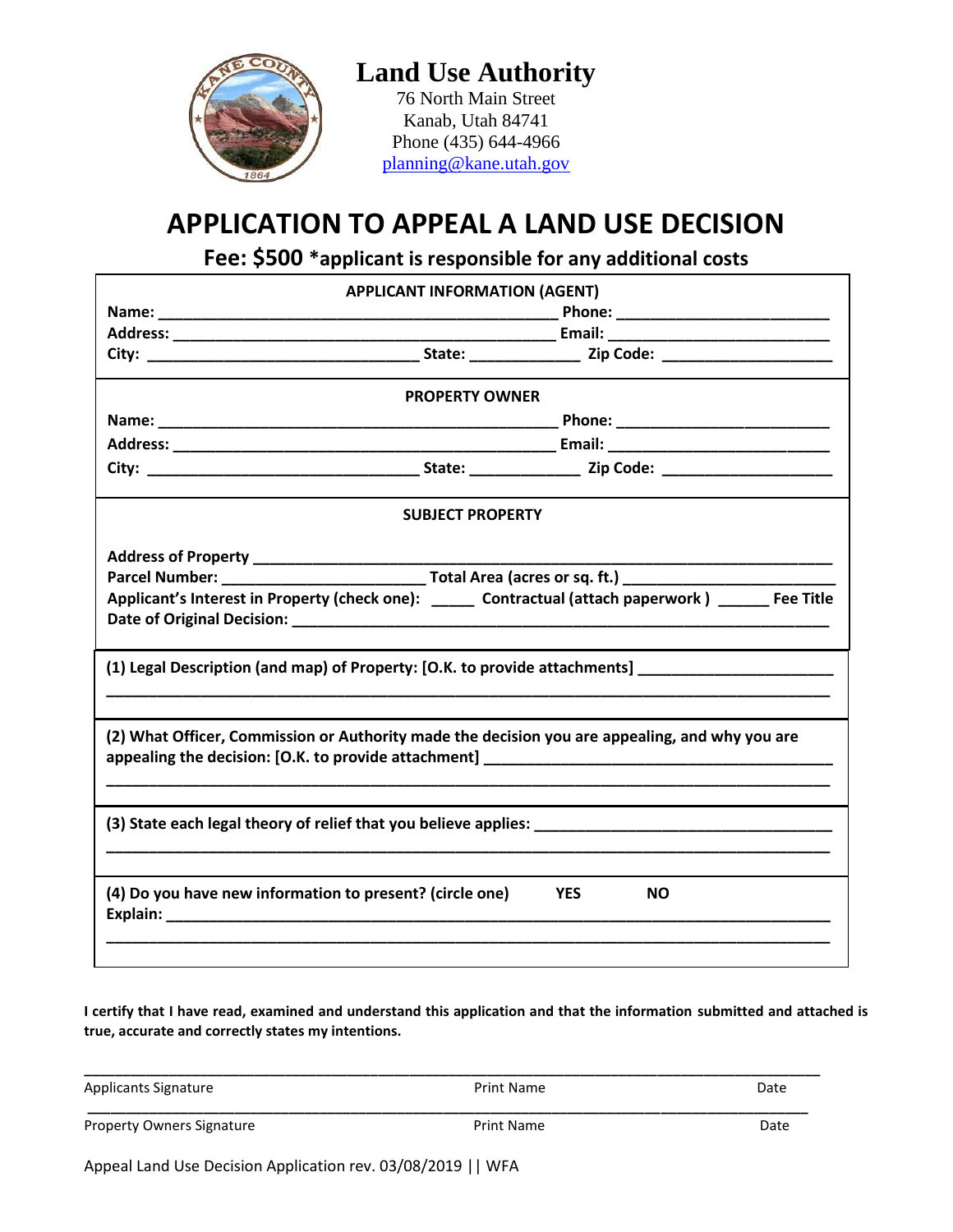# Land Use Authority

76 North Main Street
Kanab, Utah 84741
Phone (435) 644-4966
planning@kane.utah.gov

## APPLICATION TO APPEAL A LAND USE DECISION

**Fee: $500 *applicant is responsible for any additional costs**

**APPLICANT INFORMATION (AGENT)**

**Name:** ______________________________ **Phone:** ______________________

**Address:** ______________________________ **Email:** ______________________

**City:** ______________________ **State:** __________ **Zip Code:** ______________

**PROPERTY OWNER**

**Name:** ______________________________ **Phone:** ______________________

**Address:** ______________________________ **Email:** ______________________

**City:** ______________________ **State:** __________ **Zip Code:** ______________

**SUBJECT PROPERTY**

**Address of Property** ______________________________________________

**Parcel Number:** ____________________ **Total Area (acres or sq. ft.)** ____________________

**Applicant's Interest in Property (check one):** _____ **Contractual (attach paperwork )** ______ **Fee Title**

**Date of Original Decision:** ______________________________________________

**(1) Legal Description (and map) of Property: [O.K. to provide attachments]** ______________________

______________________________________________________________________

**(2) What Officer, Commission or Authority made the decision you are appealing, and why you are appealing the decision: [O.K. to provide attachment]** ______________________

______________________________________________________________________

**(3) State each legal theory of relief that you believe applies:** ______________________

______________________________________________________________________

**(4) Do you have new information to present? (circle one)** **YES** **NO**

**Explain:** ______________________________________________________________

______________________________________________________________________

**I certify that I have read, examined and understand this application and that the information submitted and attached is true, accurate and correctly states my intentions.**

______________________________________________________________________

Applicants Signature | Print Name | Date

______________________________________________________________________

Property Owners Signature | Print Name | Date

Appeal Land Use Decision Application rev. 03/08/2019 || WFA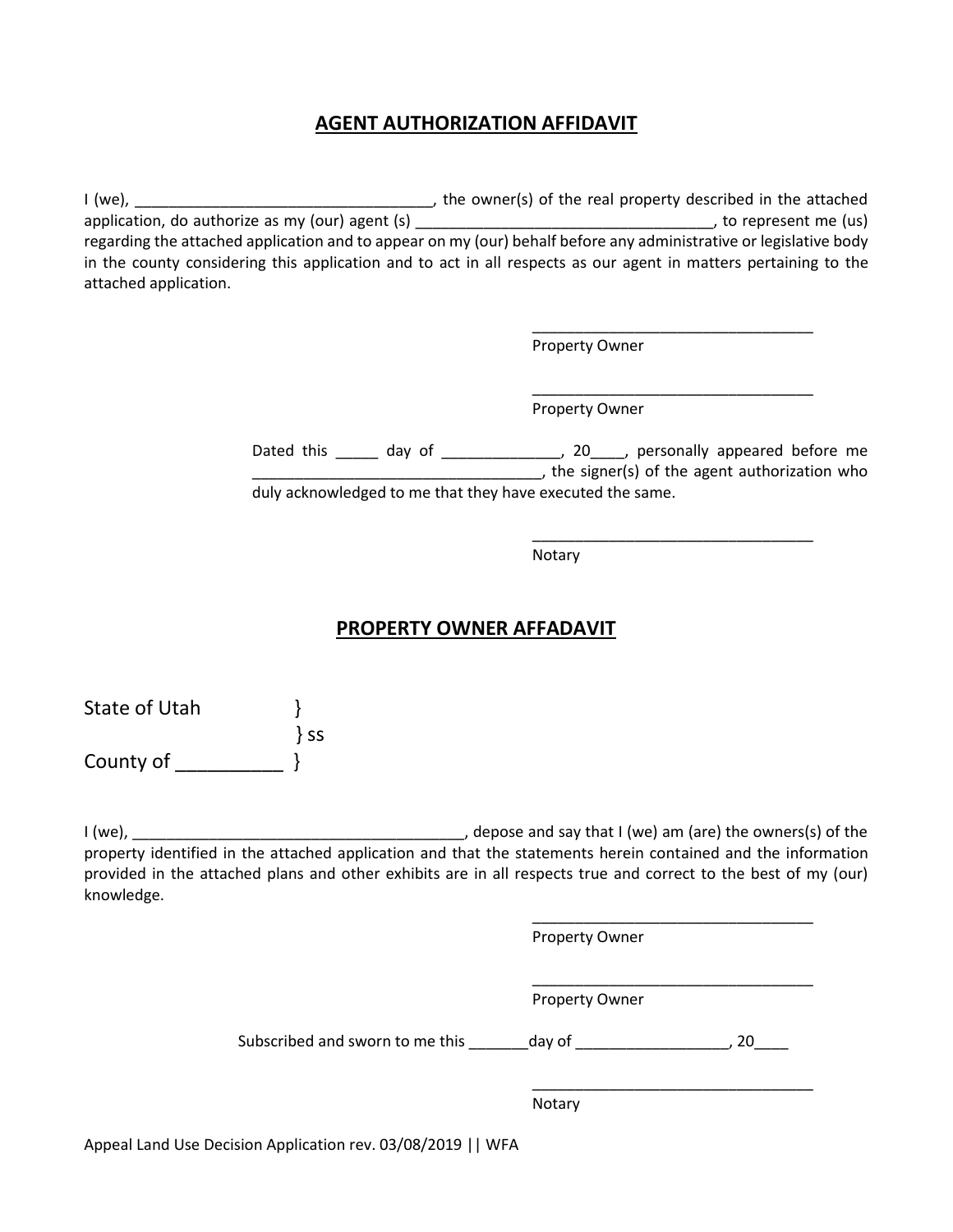## AGENT AUTHORIZATION AFFIDAVIT

I (we), ___________________________________, the owner(s) of the real property described in the attached application, do authorize as my (our) agent (s) ___________________________________, to represent me (us) regarding the attached application and to appear on my (our) behalf before any administrative or legislative body in the county considering this application and to act in all respects as our agent in matters pertaining to the attached application.

_________________________________
Property Owner

_________________________________
Property Owner

Dated this _____ day of ______________, 20____, personally appeared before me __________________________________, the signer(s) of the agent authorization who duly acknowledged to me that they have executed the same.

_________________________________
Notary

## PROPERTY OWNER AFFADAVIT

State of Utah }
} ss
County of __________ }

I (we), ______________________________________, depose and say that I (we) am (are) the owners(s) of the property identified in the attached application and that the statements herein contained and the information provided in the attached plans and other exhibits are in all respects true and correct to the best of my (our) knowledge.

_________________________________
Property Owner

_________________________________
Property Owner

Subscribed and sworn to me this _______day of __________________, 20____

_________________________________
Notary

Appeal Land Use Decision Application rev. 03/08/2019 || WFA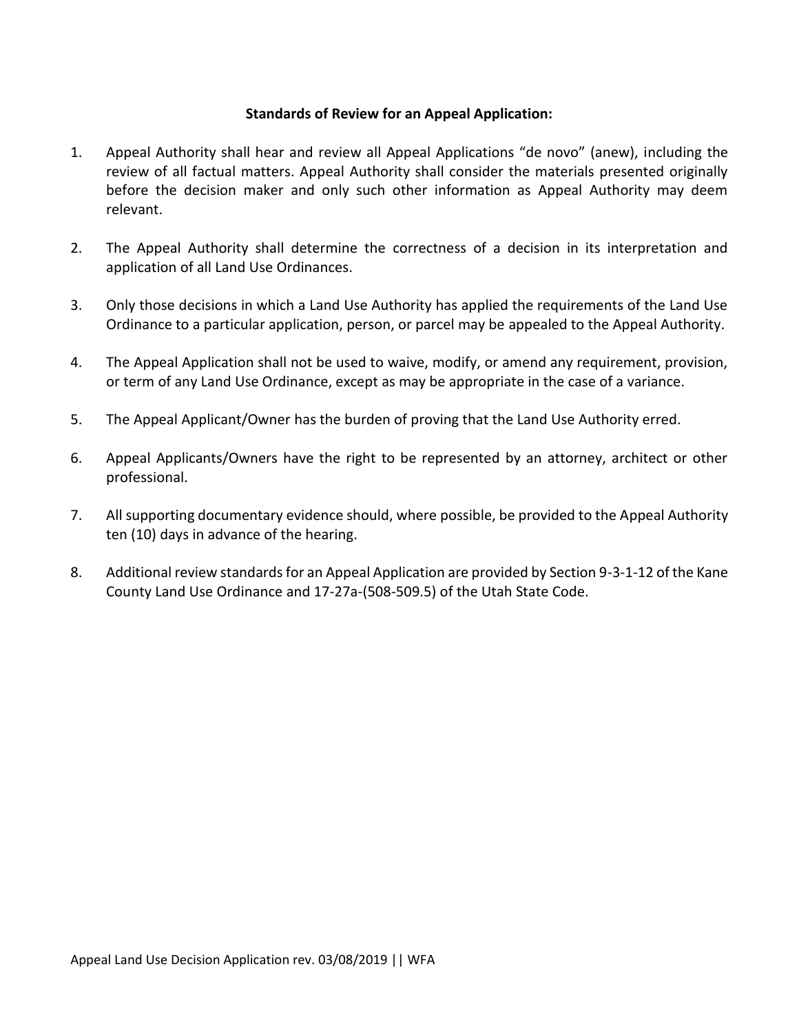**Standards of Review for an Appeal Application:**

1. Appeal Authority shall hear and review all Appeal Applications "de novo" (anew), including the review of all factual matters. Appeal Authority shall consider the materials presented originally before the decision maker and only such other information as Appeal Authority may deem relevant.

2. The Appeal Authority shall determine the correctness of a decision in its interpretation and application of all Land Use Ordinances.

3. Only those decisions in which a Land Use Authority has applied the requirements of the Land Use Ordinance to a particular application, person, or parcel may be appealed to the Appeal Authority.

4. The Appeal Application shall not be used to waive, modify, or amend any requirement, provision, or term of any Land Use Ordinance, except as may be appropriate in the case of a variance.

5. The Appeal Applicant/Owner has the burden of proving that the Land Use Authority erred.

6. Appeal Applicants/Owners have the right to be represented by an attorney, architect or other professional.

7. All supporting documentary evidence should, where possible, be provided to the Appeal Authority ten (10) days in advance of the hearing.

8. Additional review standards for an Appeal Application are provided by Section 9-3-1-12 of the Kane County Land Use Ordinance and 17-27a-(508-509.5) of the Utah State Code.